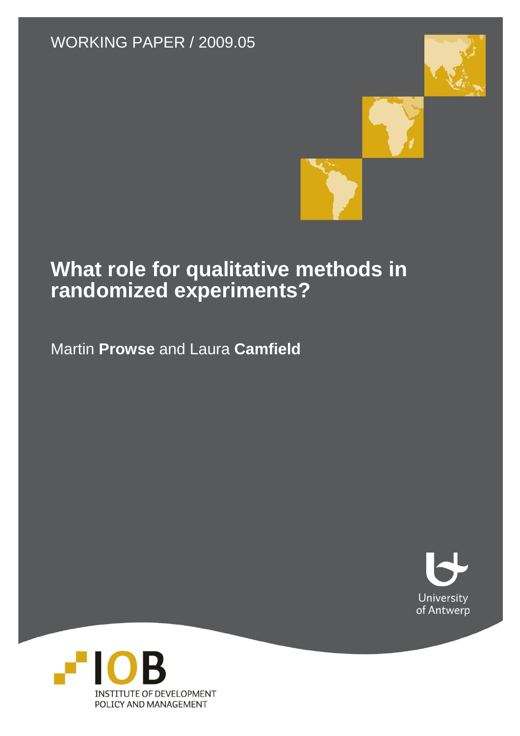WORKING PAPER / 2009.05

# What role for qualitative methods in randomized experiments?

Martin **Prowse** and Laura **Camfield**

University of Antwerp

IOB

INSTITUTE OF DEVELOPMENT POLICY AND MANAGEMENT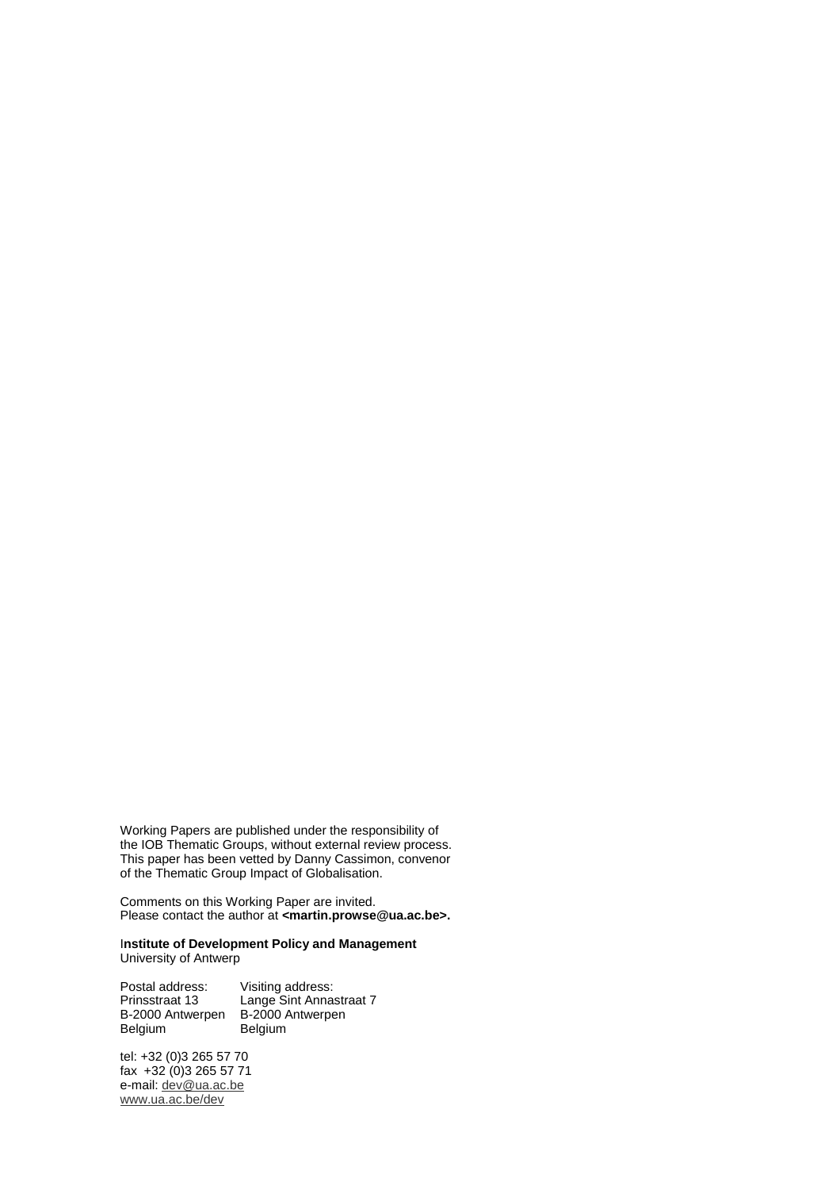Working Papers are published under the responsibility of the IOB Thematic Groups, without external review process. This paper has been vetted by Danny Cassimon, convenor of the Thematic Group Impact of Globalisation.

Comments on this Working Paper are invited.
Please contact the author at **<martin.prowse@ua.ac.be>.**

**Institute of Development Policy and Management**
University of Antwerp

| Postal address: | Visiting address: |
|---|---|
| Prinsstraat 13 | Lange Sint Annastraat 7 |
| B-2000 Antwerpen | B-2000 Antwerpen |
| Belgium | Belgium |

tel: +32 (0)3 265 57 70
fax +32 (0)3 265 57 71
e-mail: dev@ua.ac.be
www.ua.ac.be/dev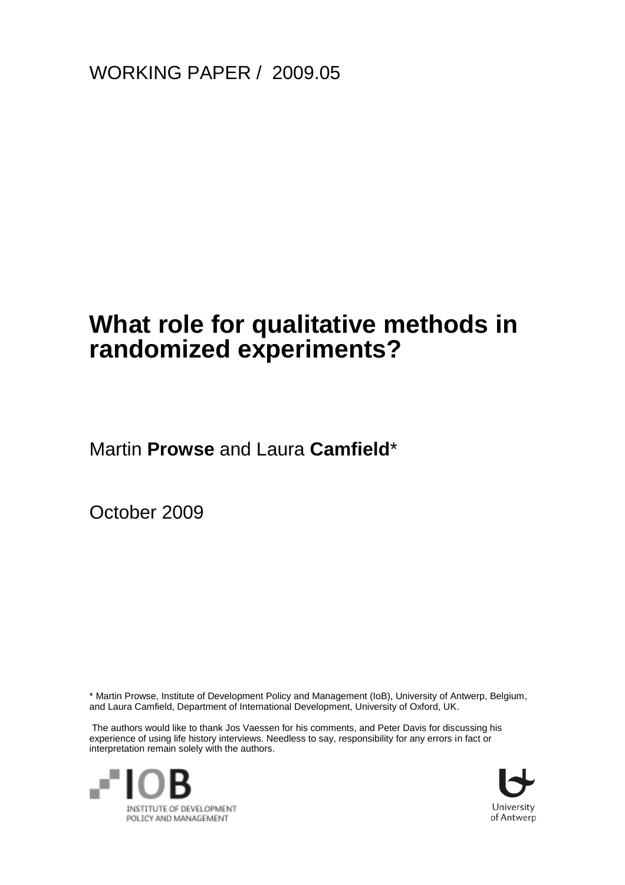WORKING PAPER / 2009.05

# What role for qualitative methods in randomized experiments?

Martin **Prowse** and Laura **Camfield***

October 2009

* Martin Prowse, Institute of Development Policy and Management (IoB), University of Antwerp, Belgium, and Laura Camfield, Department of International Development, University of Oxford, UK.

The authors would like to thank Jos Vaessen for his comments, and Peter Davis for discussing his experience of using life history interviews. Needless to say, responsibility for any errors in fact or interpretation remain solely with the authors.

IOB
INSTITUTE OF DEVELOPMENT POLICY AND MANAGEMENT

University of Antwerp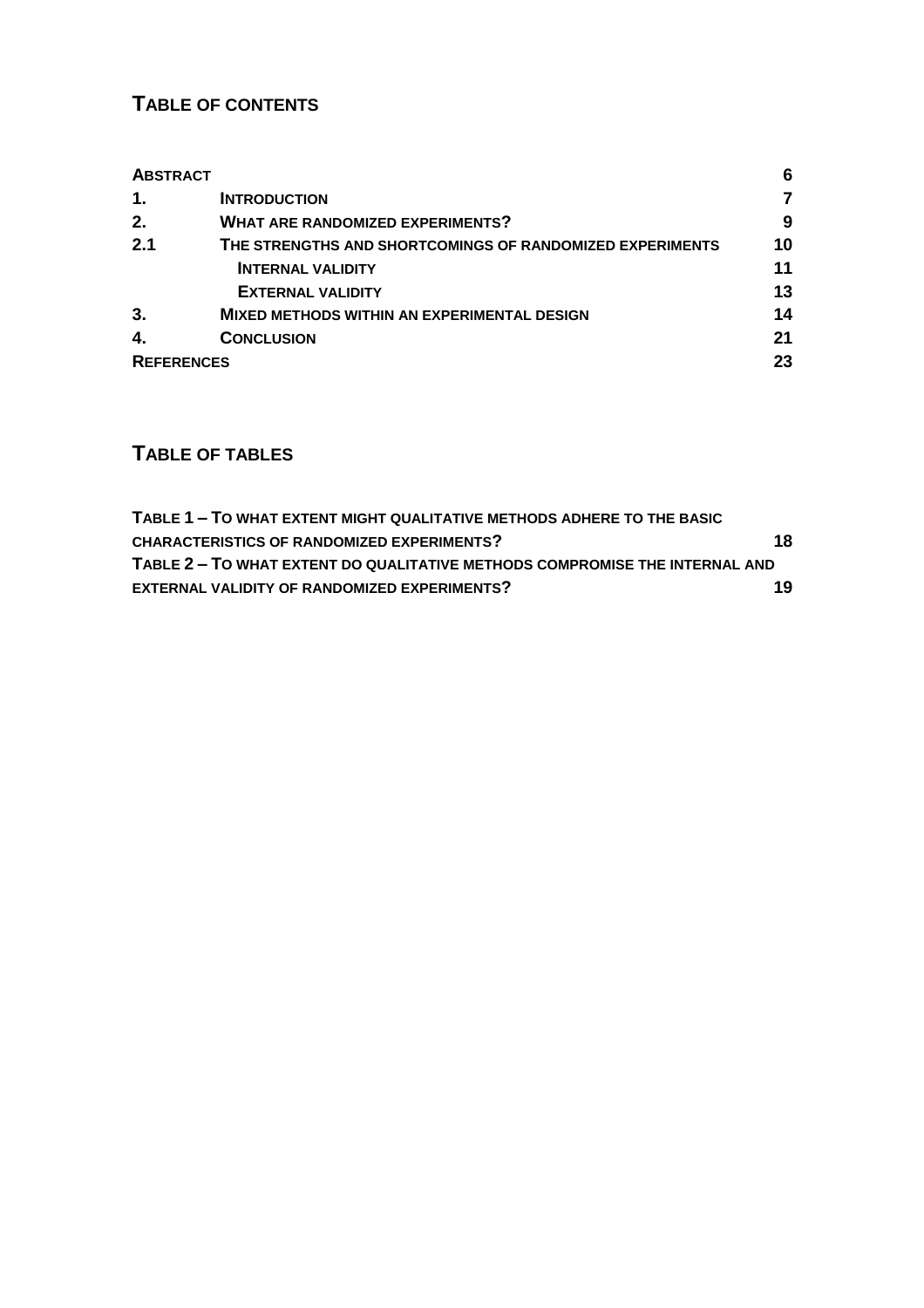## TABLE OF CONTENTS

| | | |
|---|---|---|
| **ABSTRACT** | | **6** |
| **1.** | **INTRODUCTION** | **7** |
| **2.** | **WHAT ARE RANDOMIZED EXPERIMENTS?** | **9** |
| **2.1** | **THE STRENGTHS AND SHORTCOMINGS OF RANDOMIZED EXPERIMENTS** | **10** |
| | **INTERNAL VALIDITY** | **11** |
| | **EXTERNAL VALIDITY** | **13** |
| **3.** | **MIXED METHODS WITHIN AN EXPERIMENTAL DESIGN** | **14** |
| **4.** | **CONCLUSION** | **21** |
| **REFERENCES** | | **23** |

## TABLE OF TABLES

| | |
|---|---|
| **TABLE 1 – TO WHAT EXTENT MIGHT QUALITATIVE METHODS ADHERE TO THE BASIC CHARACTERISTICS OF RANDOMIZED EXPERIMENTS?** | **18** |
| **TABLE 2 – TO WHAT EXTENT DO QUALITATIVE METHODS COMPROMISE THE INTERNAL AND EXTERNAL VALIDITY OF RANDOMIZED EXPERIMENTS?** | **19** |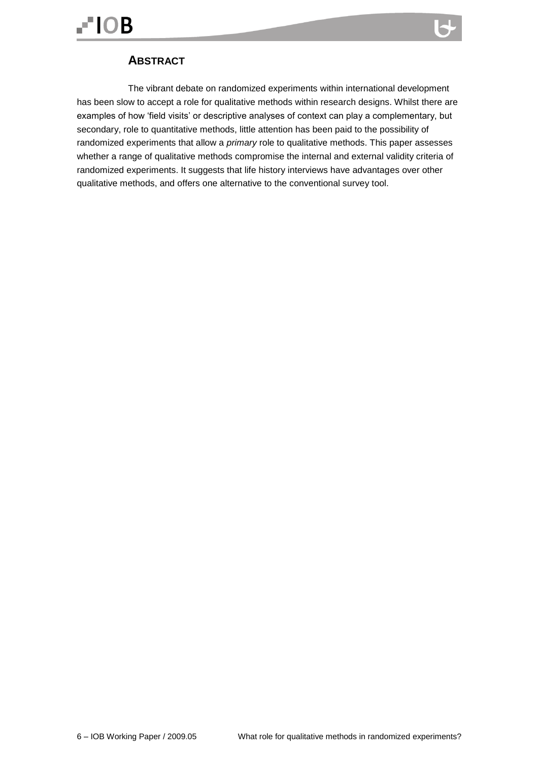## ABSTRACT

The vibrant debate on randomized experiments within international development has been slow to accept a role for qualitative methods within research designs. Whilst there are examples of how 'field visits' or descriptive analyses of context can play a complementary, but secondary, role to quantitative methods, little attention has been paid to the possibility of randomized experiments that allow a *primary* role to qualitative methods. This paper assesses whether a range of qualitative methods compromise the internal and external validity criteria of randomized experiments. It suggests that life history interviews have advantages over other qualitative methods, and offers one alternative to the conventional survey tool.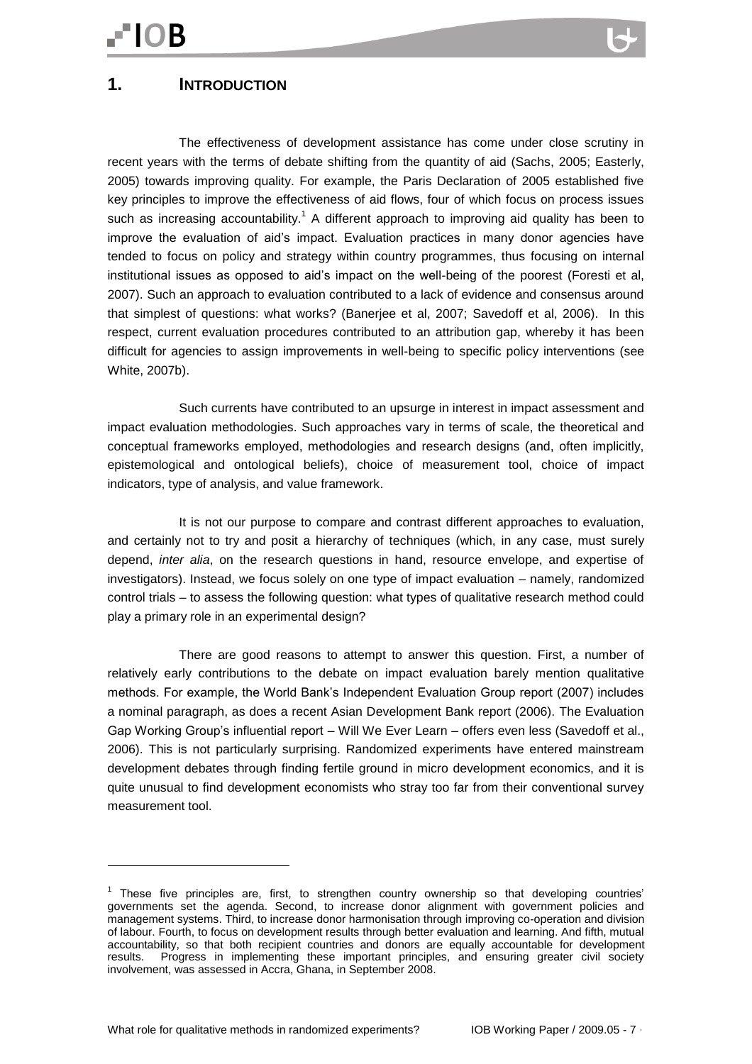# 1. INTRODUCTION

The effectiveness of development assistance has come under close scrutiny in recent years with the terms of debate shifting from the quantity of aid (Sachs, 2005; Easterly, 2005) towards improving quality. For example, the Paris Declaration of 2005 established five key principles to improve the effectiveness of aid flows, four of which focus on process issues such as increasing accountability.[1] A different approach to improving aid quality has been to improve the evaluation of aid's impact. Evaluation practices in many donor agencies have tended to focus on policy and strategy within country programmes, thus focusing on internal institutional issues as opposed to aid's impact on the well-being of the poorest (Foresti et al, 2007). Such an approach to evaluation contributed to a lack of evidence and consensus around that simplest of questions: what works? (Banerjee et al, 2007; Savedoff et al, 2006). In this respect, current evaluation procedures contributed to an attribution gap, whereby it has been difficult for agencies to assign improvements in well-being to specific policy interventions (see White, 2007b).

Such currents have contributed to an upsurge in interest in impact assessment and impact evaluation methodologies. Such approaches vary in terms of scale, the theoretical and conceptual frameworks employed, methodologies and research designs (and, often implicitly, epistemological and ontological beliefs), choice of measurement tool, choice of impact indicators, type of analysis, and value framework.

It is not our purpose to compare and contrast different approaches to evaluation, and certainly not to try and posit a hierarchy of techniques (which, in any case, must surely depend, *inter alia*, on the research questions in hand, resource envelope, and expertise of investigators). Instead, we focus solely on one type of impact evaluation – namely, randomized control trials – to assess the following question: what types of qualitative research method could play a primary role in an experimental design?

There are good reasons to attempt to answer this question. First, a number of relatively early contributions to the debate on impact evaluation barely mention qualitative methods. For example, the World Bank's Independent Evaluation Group report (2007) includes a nominal paragraph, as does a recent Asian Development Bank report (2006). The Evaluation Gap Working Group's influential report – Will We Ever Learn – offers even less (Savedoff et al., 2006). This is not particularly surprising. Randomized experiments have entered mainstream development debates through finding fertile ground in micro development economics, and it is quite unusual to find development economists who stray too far from their conventional survey measurement tool.

---

[1] These five principles are, first, to strengthen country ownership so that developing countries' governments set the agenda. Second, to increase donor alignment with government policies and management systems. Third, to increase donor harmonisation through improving co-operation and division of labour. Fourth, to focus on development results through better evaluation and learning. And fifth, mutual accountability, so that both recipient countries and donors are equally accountable for development results. Progress in implementing these important principles, and ensuring greater civil society involvement, was assessed in Accra, Ghana, in September 2008.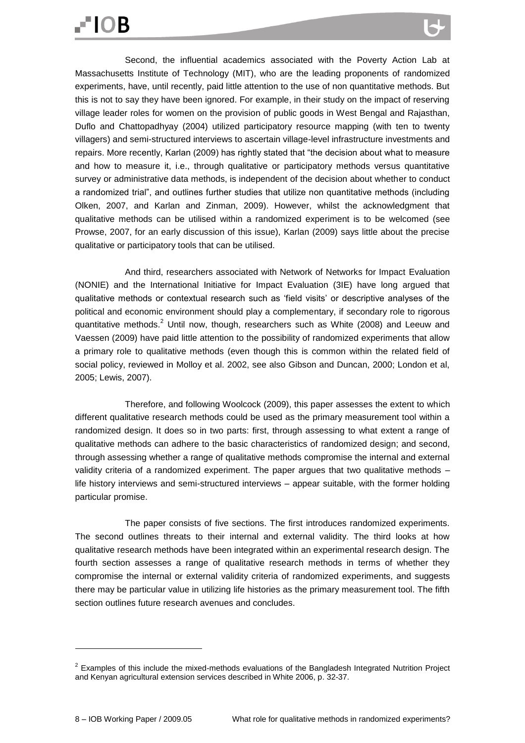Second, the influential academics associated with the Poverty Action Lab at Massachusetts Institute of Technology (MIT), who are the leading proponents of randomized experiments, have, until recently, paid little attention to the use of non quantitative methods. But this is not to say they have been ignored. For example, in their study on the impact of reserving village leader roles for women on the provision of public goods in West Bengal and Rajasthan, Duflo and Chattopadhyay (2004) utilized participatory resource mapping (with ten to twenty villagers) and semi-structured interviews to ascertain village-level infrastructure investments and repairs. More recently, Karlan (2009) has rightly stated that "the decision about what to measure and how to measure it, i.e., through qualitative or participatory methods versus quantitative survey or administrative data methods, is independent of the decision about whether to conduct a randomized trial", and outlines further studies that utilize non quantitative methods (including Olken, 2007, and Karlan and Zinman, 2009). However, whilst the acknowledgment that qualitative methods can be utilised within a randomized experiment is to be welcomed (see Prowse, 2007, for an early discussion of this issue), Karlan (2009) says little about the precise qualitative or participatory tools that can be utilised.

And third, researchers associated with Network of Networks for Impact Evaluation (NONIE) and the International Initiative for Impact Evaluation (3IE) have long argued that qualitative methods or contextual research such as 'field visits' or descriptive analyses of the political and economic environment should play a complementary, if secondary role to rigorous quantitative methods.[2] Until now, though, researchers such as White (2008) and Leeuw and Vaessen (2009) have paid little attention to the possibility of randomized experiments that allow a primary role to qualitative methods (even though this is common within the related field of social policy, reviewed in Molloy et al. 2002, see also Gibson and Duncan, 2000; London et al, 2005; Lewis, 2007).

Therefore, and following Woolcock (2009), this paper assesses the extent to which different qualitative research methods could be used as the primary measurement tool within a randomized design. It does so in two parts: first, through assessing to what extent a range of qualitative methods can adhere to the basic characteristics of randomized design; and second, through assessing whether a range of qualitative methods compromise the internal and external validity criteria of a randomized experiment. The paper argues that two qualitative methods – life history interviews and semi-structured interviews – appear suitable, with the former holding particular promise.

The paper consists of five sections. The first introduces randomized experiments. The second outlines threats to their internal and external validity. The third looks at how qualitative research methods have been integrated within an experimental research design. The fourth section assesses a range of qualitative research methods in terms of whether they compromise the internal or external validity criteria of randomized experiments, and suggests there may be particular value in utilizing life histories as the primary measurement tool. The fifth section outlines future research avenues and concludes.

---

[2] Examples of this include the mixed-methods evaluations of the Bangladesh Integrated Nutrition Project and Kenyan agricultural extension services described in White 2006, p. 32-37.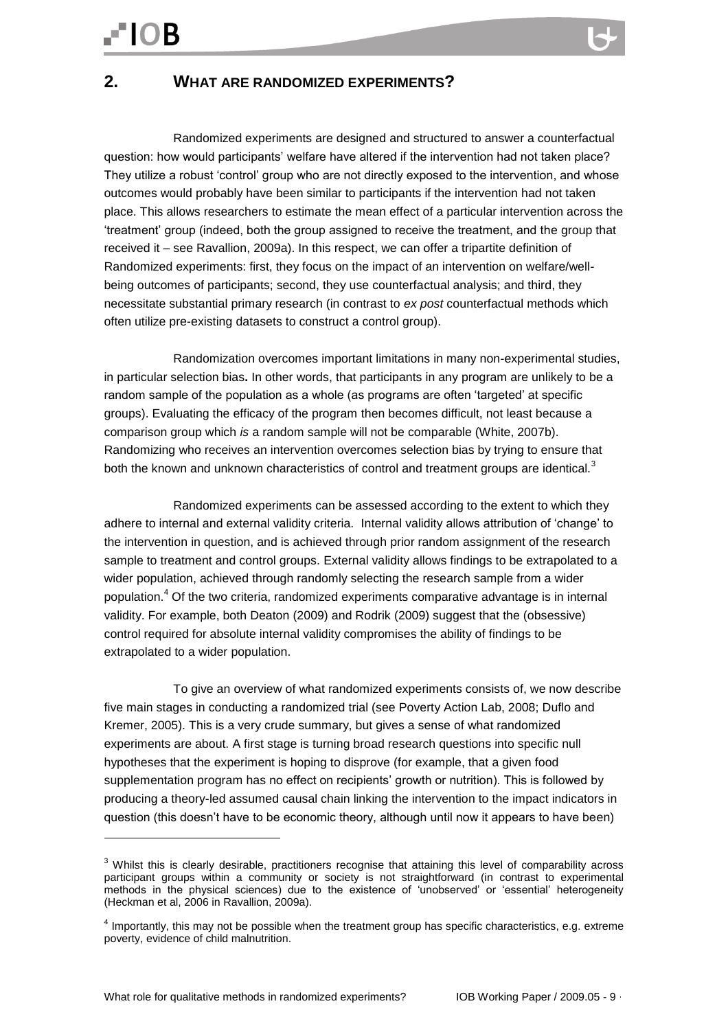## 2. WHAT ARE RANDOMIZED EXPERIMENTS?

Randomized experiments are designed and structured to answer a counterfactual question: how would participants' welfare have altered if the intervention had not taken place? They utilize a robust 'control' group who are not directly exposed to the intervention, and whose outcomes would probably have been similar to participants if the intervention had not taken place. This allows researchers to estimate the mean effect of a particular intervention across the 'treatment' group (indeed, both the group assigned to receive the treatment, and the group that received it – see Ravallion, 2009a). In this respect, we can offer a tripartite definition of Randomized experiments: first, they focus on the impact of an intervention on welfare/well-being outcomes of participants; second, they use counterfactual analysis; and third, they necessitate substantial primary research (in contrast to *ex post* counterfactual methods which often utilize pre-existing datasets to construct a control group).

Randomization overcomes important limitations in many non-experimental studies, in particular selection bias**.** In other words, that participants in any program are unlikely to be a random sample of the population as a whole (as programs are often 'targeted' at specific groups). Evaluating the efficacy of the program then becomes difficult, not least because a comparison group which *is* a random sample will not be comparable (White, 2007b). Randomizing who receives an intervention overcomes selection bias by trying to ensure that both the known and unknown characteristics of control and treatment groups are identical.[3]

Randomized experiments can be assessed according to the extent to which they adhere to internal and external validity criteria. Internal validity allows attribution of 'change' to the intervention in question, and is achieved through prior random assignment of the research sample to treatment and control groups. External validity allows findings to be extrapolated to a wider population, achieved through randomly selecting the research sample from a wider population.[4] Of the two criteria, randomized experiments comparative advantage is in internal validity. For example, both Deaton (2009) and Rodrik (2009) suggest that the (obsessive) control required for absolute internal validity compromises the ability of findings to be extrapolated to a wider population.

To give an overview of what randomized experiments consists of, we now describe five main stages in conducting a randomized trial (see Poverty Action Lab, 2008; Duflo and Kremer, 2005). This is a very crude summary, but gives a sense of what randomized experiments are about. A first stage is turning broad research questions into specific null hypotheses that the experiment is hoping to disprove (for example, that a given food supplementation program has no effect on recipients' growth or nutrition). This is followed by producing a theory-led assumed causal chain linking the intervention to the impact indicators in question (this doesn't have to be economic theory, although until now it appears to have been)

---

[3] Whilst this is clearly desirable, practitioners recognise that attaining this level of comparability across participant groups within a community or society is not straightforward (in contrast to experimental methods in the physical sciences) due to the existence of 'unobserved' or 'essential' heterogeneity (Heckman et al, 2006 in Ravallion, 2009a).

[4] Importantly, this may not be possible when the treatment group has specific characteristics, e.g. extreme poverty, evidence of child malnutrition.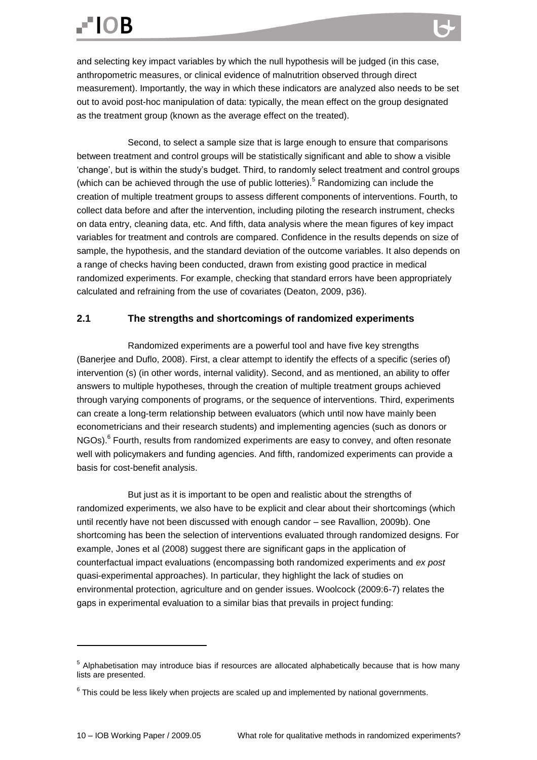and selecting key impact variables by which the null hypothesis will be judged (in this case, anthropometric measures, or clinical evidence of malnutrition observed through direct measurement). Importantly, the way in which these indicators are analyzed also needs to be set out to avoid post-hoc manipulation of data: typically, the mean effect on the group designated as the treatment group (known as the average effect on the treated).

Second, to select a sample size that is large enough to ensure that comparisons between treatment and control groups will be statistically significant and able to show a visible 'change', but is within the study's budget. Third, to randomly select treatment and control groups (which can be achieved through the use of public lotteries).[5] Randomizing can include the creation of multiple treatment groups to assess different components of interventions. Fourth, to collect data before and after the intervention, including piloting the research instrument, checks on data entry, cleaning data, etc. And fifth, data analysis where the mean figures of key impact variables for treatment and controls are compared. Confidence in the results depends on size of sample, the hypothesis, and the standard deviation of the outcome variables. It also depends on a range of checks having been conducted, drawn from existing good practice in medical randomized experiments. For example, checking that standard errors have been appropriately calculated and refraining from the use of covariates (Deaton, 2009, p36).

## 2.1 The strengths and shortcomings of randomized experiments

Randomized experiments are a powerful tool and have five key strengths (Banerjee and Duflo, 2008). First, a clear attempt to identify the effects of a specific (series of) intervention (s) (in other words, internal validity). Second, and as mentioned, an ability to offer answers to multiple hypotheses, through the creation of multiple treatment groups achieved through varying components of programs, or the sequence of interventions. Third, experiments can create a long-term relationship between evaluators (which until now have mainly been econometricians and their research students) and implementing agencies (such as donors or NGOs).[6] Fourth, results from randomized experiments are easy to convey, and often resonate well with policymakers and funding agencies. And fifth, randomized experiments can provide a basis for cost-benefit analysis.

But just as it is important to be open and realistic about the strengths of randomized experiments, we also have to be explicit and clear about their shortcomings (which until recently have not been discussed with enough candor – see Ravallion, 2009b). One shortcoming has been the selection of interventions evaluated through randomized designs. For example, Jones et al (2008) suggest there are significant gaps in the application of counterfactual impact evaluations (encompassing both randomized experiments and *ex post* quasi-experimental approaches). In particular, they highlight the lack of studies on environmental protection, agriculture and on gender issues. Woolcock (2009:6-7) relates the gaps in experimental evaluation to a similar bias that prevails in project funding:

---

[5] Alphabetisation may introduce bias if resources are allocated alphabetically because that is how many lists are presented.

[6] This could be less likely when projects are scaled up and implemented by national governments.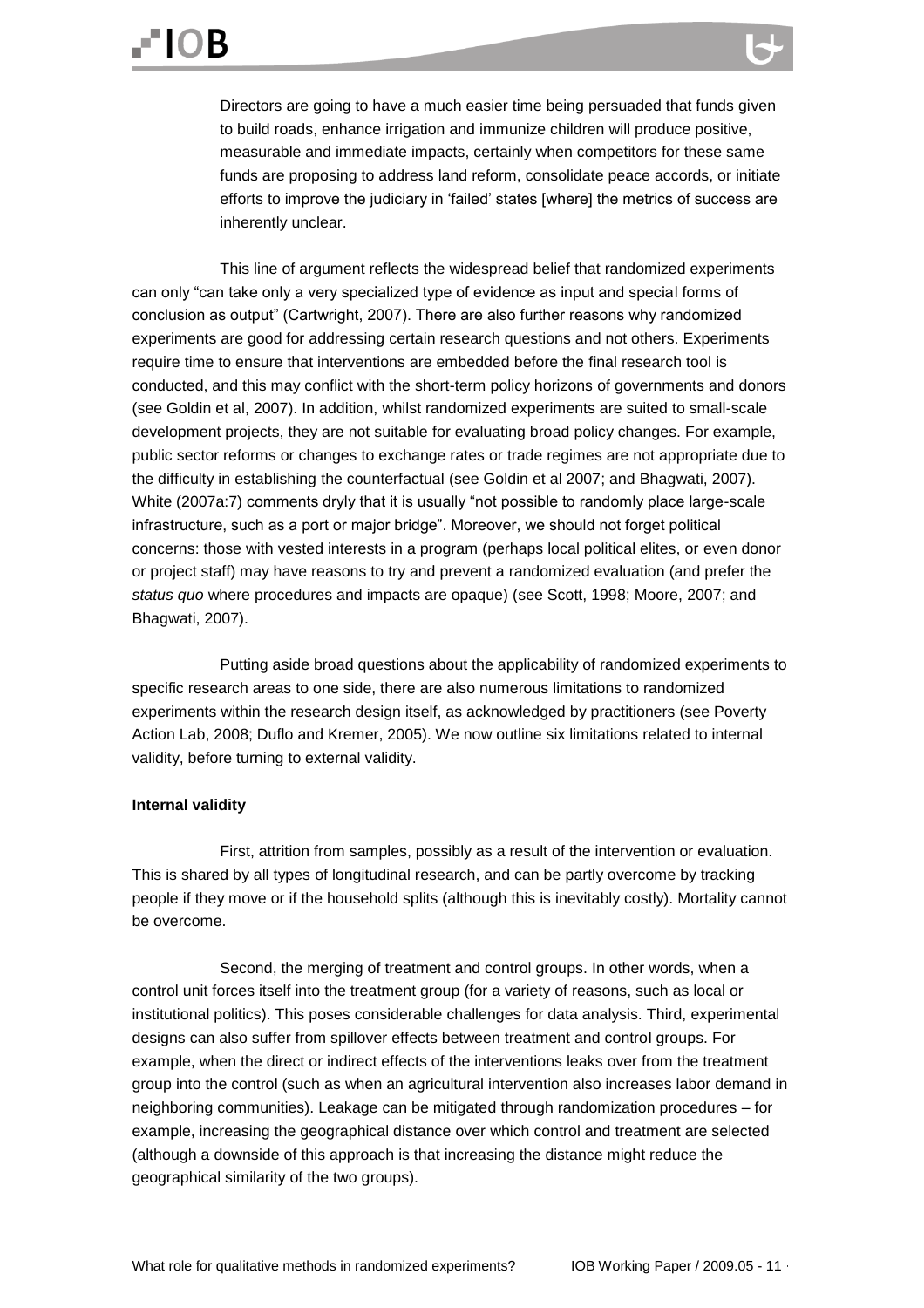> Directors are going to have a much easier time being persuaded that funds given to build roads, enhance irrigation and immunize children will produce positive, measurable and immediate impacts, certainly when competitors for these same funds are proposing to address land reform, consolidate peace accords, or initiate efforts to improve the judiciary in 'failed' states [where] the metrics of success are inherently unclear.

This line of argument reflects the widespread belief that randomized experiments can only "can take only a very specialized type of evidence as input and special forms of conclusion as output" (Cartwright, 2007). There are also further reasons why randomized experiments are good for addressing certain research questions and not others. Experiments require time to ensure that interventions are embedded before the final research tool is conducted, and this may conflict with the short-term policy horizons of governments and donors (see Goldin et al, 2007). In addition, whilst randomized experiments are suited to small-scale development projects, they are not suitable for evaluating broad policy changes. For example, public sector reforms or changes to exchange rates or trade regimes are not appropriate due to the difficulty in establishing the counterfactual (see Goldin et al 2007; and Bhagwati, 2007). White (2007a:7) comments dryly that it is usually "not possible to randomly place large-scale infrastructure, such as a port or major bridge". Moreover, we should not forget political concerns: those with vested interests in a program (perhaps local political elites, or even donor or project staff) may have reasons to try and prevent a randomized evaluation (and prefer the *status quo* where procedures and impacts are opaque) (see Scott, 1998; Moore, 2007; and Bhagwati, 2007).

Putting aside broad questions about the applicability of randomized experiments to specific research areas to one side, there are also numerous limitations to randomized experiments within the research design itself, as acknowledged by practitioners (see Poverty Action Lab, 2008; Duflo and Kremer, 2005). We now outline six limitations related to internal validity, before turning to external validity.

**Internal validity**

First, attrition from samples, possibly as a result of the intervention or evaluation. This is shared by all types of longitudinal research, and can be partly overcome by tracking people if they move or if the household splits (although this is inevitably costly). Mortality cannot be overcome.

Second, the merging of treatment and control groups. In other words, when a control unit forces itself into the treatment group (for a variety of reasons, such as local or institutional politics). This poses considerable challenges for data analysis. Third, experimental designs can also suffer from spillover effects between treatment and control groups. For example, when the direct or indirect effects of the interventions leaks over from the treatment group into the control (such as when an agricultural intervention also increases labor demand in neighboring communities). Leakage can be mitigated through randomization procedures – for example, increasing the geographical distance over which control and treatment are selected (although a downside of this approach is that increasing the distance might reduce the geographical similarity of the two groups).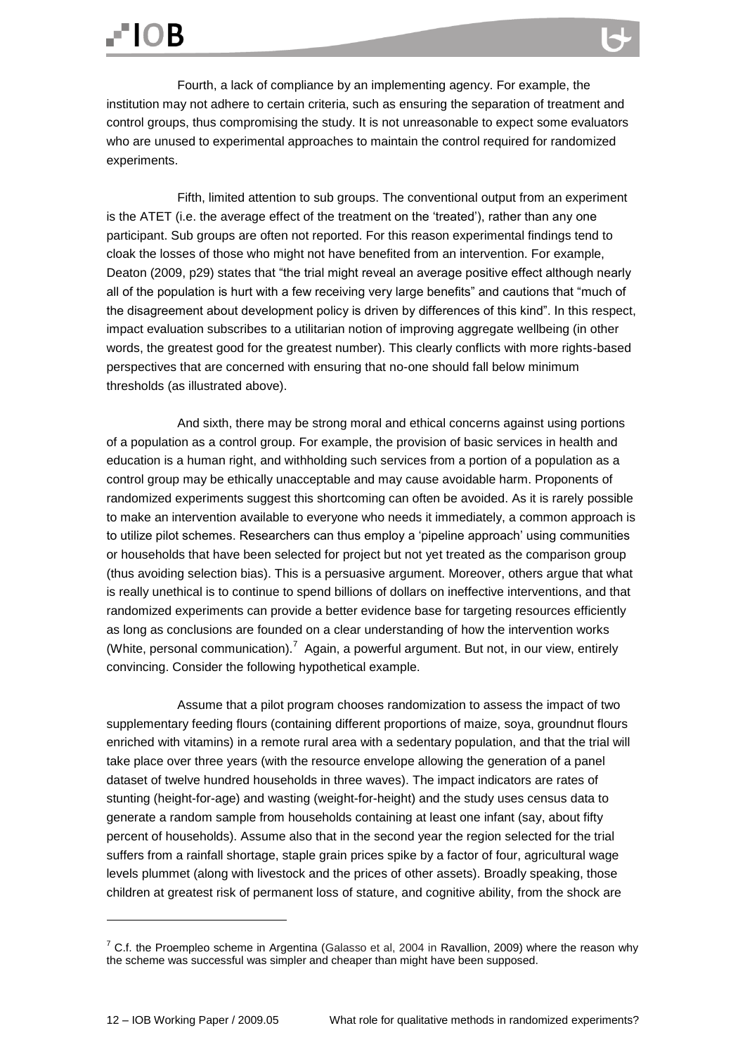Fourth, a lack of compliance by an implementing agency. For example, the institution may not adhere to certain criteria, such as ensuring the separation of treatment and control groups, thus compromising the study. It is not unreasonable to expect some evaluators who are unused to experimental approaches to maintain the control required for randomized experiments.

Fifth, limited attention to sub groups. The conventional output from an experiment is the ATET (i.e. the average effect of the treatment on the 'treated'), rather than any one participant. Sub groups are often not reported. For this reason experimental findings tend to cloak the losses of those who might not have benefited from an intervention. For example, Deaton (2009, p29) states that "the trial might reveal an average positive effect although nearly all of the population is hurt with a few receiving very large benefits" and cautions that "much of the disagreement about development policy is driven by differences of this kind". In this respect, impact evaluation subscribes to a utilitarian notion of improving aggregate wellbeing (in other words, the greatest good for the greatest number). This clearly conflicts with more rights-based perspectives that are concerned with ensuring that no-one should fall below minimum thresholds (as illustrated above).

And sixth, there may be strong moral and ethical concerns against using portions of a population as a control group. For example, the provision of basic services in health and education is a human right, and withholding such services from a portion of a population as a control group may be ethically unacceptable and may cause avoidable harm. Proponents of randomized experiments suggest this shortcoming can often be avoided. As it is rarely possible to make an intervention available to everyone who needs it immediately, a common approach is to utilize pilot schemes. Researchers can thus employ a 'pipeline approach' using communities or households that have been selected for project but not yet treated as the comparison group (thus avoiding selection bias). This is a persuasive argument. Moreover, others argue that what is really unethical is to continue to spend billions of dollars on ineffective interventions, and that randomized experiments can provide a better evidence base for targeting resources efficiently as long as conclusions are founded on a clear understanding of how the intervention works (White, personal communication).[7] Again, a powerful argument. But not, in our view, entirely convincing. Consider the following hypothetical example.

Assume that a pilot program chooses randomization to assess the impact of two supplementary feeding flours (containing different proportions of maize, soya, groundnut flours enriched with vitamins) in a remote rural area with a sedentary population, and that the trial will take place over three years (with the resource envelope allowing the generation of a panel dataset of twelve hundred households in three waves). The impact indicators are rates of stunting (height-for-age) and wasting (weight-for-height) and the study uses census data to generate a random sample from households containing at least one infant (say, about fifty percent of households). Assume also that in the second year the region selected for the trial suffers from a rainfall shortage, staple grain prices spike by a factor of four, agricultural wage levels plummet (along with livestock and the prices of other assets). Broadly speaking, those children at greatest risk of permanent loss of stature, and cognitive ability, from the shock are

[7] C.f. the Proempleo scheme in Argentina (Galasso et al, 2004 in Ravallion, 2009) where the reason why the scheme was successful was simpler and cheaper than might have been supposed.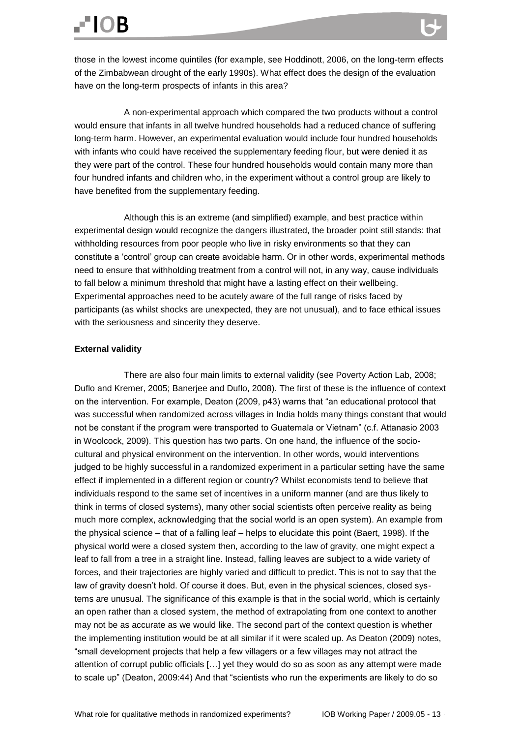those in the lowest income quintiles (for example, see Hoddinott, 2006, on the long-term effects of the Zimbabwean drought of the early 1990s). What effect does the design of the evaluation have on the long-term prospects of infants in this area?

A non-experimental approach which compared the two products without a control would ensure that infants in all twelve hundred households had a reduced chance of suffering long-term harm. However, an experimental evaluation would include four hundred households with infants who could have received the supplementary feeding flour, but were denied it as they were part of the control. These four hundred households would contain many more than four hundred infants and children who, in the experiment without a control group are likely to have benefited from the supplementary feeding.

Although this is an extreme (and simplified) example, and best practice within experimental design would recognize the dangers illustrated, the broader point still stands: that withholding resources from poor people who live in risky environments so that they can constitute a 'control' group can create avoidable harm. Or in other words, experimental methods need to ensure that withholding treatment from a control will not, in any way, cause individuals to fall below a minimum threshold that might have a lasting effect on their wellbeing. Experimental approaches need to be acutely aware of the full range of risks faced by participants (as whilst shocks are unexpected, they are not unusual), and to face ethical issues with the seriousness and sincerity they deserve.

**External validity**

There are also four main limits to external validity (see Poverty Action Lab, 2008; Duflo and Kremer, 2005; Banerjee and Duflo, 2008). The first of these is the influence of context on the intervention. For example, Deaton (2009, p43) warns that "an educational protocol that was successful when randomized across villages in India holds many things constant that would not be constant if the program were transported to Guatemala or Vietnam" (c.f. Attanasio 2003 in Woolcock, 2009). This question has two parts. On one hand, the influence of the socio-cultural and physical environment on the intervention. In other words, would interventions judged to be highly successful in a randomized experiment in a particular setting have the same effect if implemented in a different region or country? Whilst economists tend to believe that individuals respond to the same set of incentives in a uniform manner (and are thus likely to think in terms of closed systems), many other social scientists often perceive reality as being much more complex, acknowledging that the social world is an open system). An example from the physical science – that of a falling leaf – helps to elucidate this point (Baert, 1998). If the physical world were a closed system then, according to the law of gravity, one might expect a leaf to fall from a tree in a straight line. Instead, falling leaves are subject to a wide variety of forces, and their trajectories are highly varied and difficult to predict. This is not to say that the law of gravity doesn't hold. Of course it does. But, even in the physical sciences, closed systems are unusual. The significance of this example is that in the social world, which is certainly an open rather than a closed system, the method of extrapolating from one context to another may not be as accurate as we would like. The second part of the context question is whether the implementing institution would be at all similar if it were scaled up. As Deaton (2009) notes, "small development projects that help a few villagers or a few villages may not attract the attention of corrupt public officials […] yet they would do so as soon as any attempt were made to scale up" (Deaton, 2009:44) And that "scientists who run the experiments are likely to do so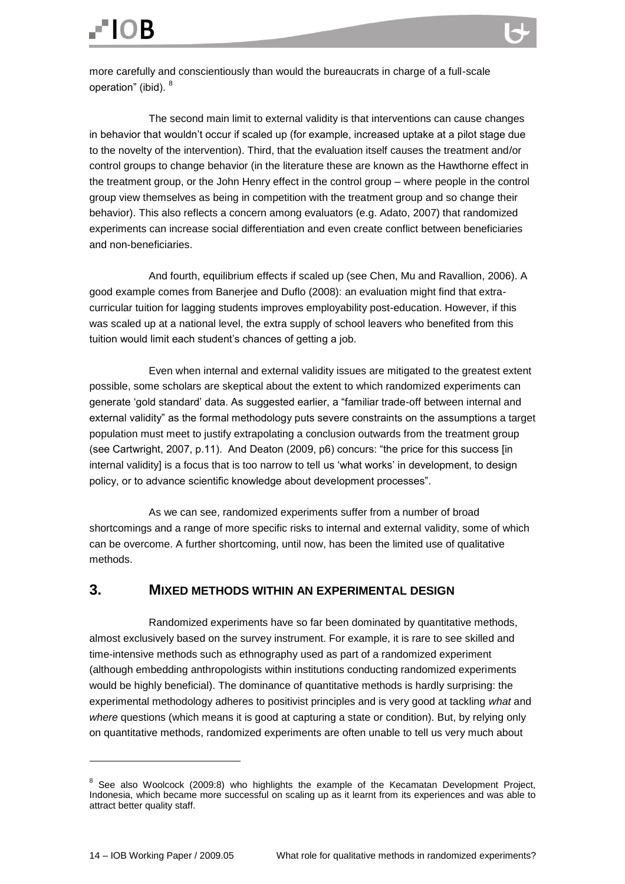more carefully and conscientiously than would the bureaucrats in charge of a full-scale operation" (ibid). [8]

The second main limit to external validity is that interventions can cause changes in behavior that wouldn't occur if scaled up (for example, increased uptake at a pilot stage due to the novelty of the intervention). Third, that the evaluation itself causes the treatment and/or control groups to change behavior (in the literature these are known as the Hawthorne effect in the treatment group, or the John Henry effect in the control group – where people in the control group view themselves as being in competition with the treatment group and so change their behavior). This also reflects a concern among evaluators (e.g. Adato, 2007) that randomized experiments can increase social differentiation and even create conflict between beneficiaries and non-beneficiaries.

And fourth, equilibrium effects if scaled up (see Chen, Mu and Ravallion, 2006). A good example comes from Banerjee and Duflo (2008): an evaluation might find that extra-curricular tuition for lagging students improves employability post-education. However, if this was scaled up at a national level, the extra supply of school leavers who benefited from this tuition would limit each student's chances of getting a job.

Even when internal and external validity issues are mitigated to the greatest extent possible, some scholars are skeptical about the extent to which randomized experiments can generate 'gold standard' data. As suggested earlier, a "familiar trade-off between internal and external validity" as the formal methodology puts severe constraints on the assumptions a target population must meet to justify extrapolating a conclusion outwards from the treatment group (see Cartwright, 2007, p.11). And Deaton (2009, p6) concurs: "the price for this success [in internal validity] is a focus that is too narrow to tell us 'what works' in development, to design policy, or to advance scientific knowledge about development processes".

As we can see, randomized experiments suffer from a number of broad shortcomings and a range of more specific risks to internal and external validity, some of which can be overcome. A further shortcoming, until now, has been the limited use of qualitative methods.

## 3. MIXED METHODS WITHIN AN EXPERIMENTAL DESIGN

Randomized experiments have so far been dominated by quantitative methods, almost exclusively based on the survey instrument. For example, it is rare to see skilled and time-intensive methods such as ethnography used as part of a randomized experiment (although embedding anthropologists within institutions conducting randomized experiments would be highly beneficial). The dominance of quantitative methods is hardly surprising: the experimental methodology adheres to positivist principles and is very good at tackling *what* and *where* questions (which means it is good at capturing a state or condition). But, by relying only on quantitative methods, randomized experiments are often unable to tell us very much about

---

[8] See also Woolcock (2009:8) who highlights the example of the Kecamatan Development Project, Indonesia, which became more successful on scaling up as it learnt from its experiences and was able to attract better quality staff.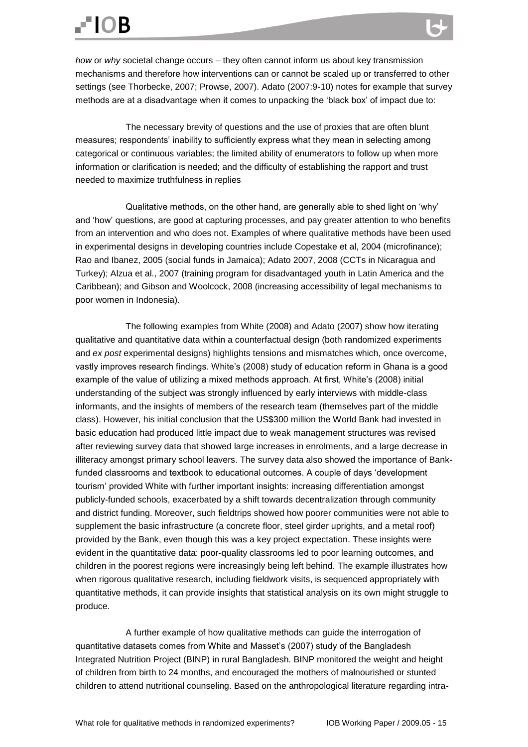*how* or *why* societal change occurs – they often cannot inform us about key transmission mechanisms and therefore how interventions can or cannot be scaled up or transferred to other settings (see Thorbecke, 2007; Prowse, 2007). Adato (2007:9-10) notes for example that survey methods are at a disadvantage when it comes to unpacking the 'black box' of impact due to:

> The necessary brevity of questions and the use of proxies that are often blunt measures; respondents' inability to sufficiently express what they mean in selecting among categorical or continuous variables; the limited ability of enumerators to follow up when more information or clarification is needed; and the difficulty of establishing the rapport and trust needed to maximize truthfulness in replies

Qualitative methods, on the other hand, are generally able to shed light on 'why' and 'how' questions, are good at capturing processes, and pay greater attention to who benefits from an intervention and who does not. Examples of where qualitative methods have been used in experimental designs in developing countries include Copestake et al, 2004 (microfinance); Rao and Ibanez, 2005 (social funds in Jamaica); Adato 2007, 2008 (CCTs in Nicaragua and Turkey); Alzua et al., 2007 (training program for disadvantaged youth in Latin America and the Caribbean); and Gibson and Woolcock, 2008 (increasing accessibility of legal mechanisms to poor women in Indonesia).

The following examples from White (2008) and Adato (2007) show how iterating qualitative and quantitative data within a counterfactual design (both randomized experiments and *ex post* experimental designs) highlights tensions and mismatches which, once overcome, vastly improves research findings. White's (2008) study of education reform in Ghana is a good example of the value of utilizing a mixed methods approach. At first, White's (2008) initial understanding of the subject was strongly influenced by early interviews with middle-class informants, and the insights of members of the research team (themselves part of the middle class). However, his initial conclusion that the US$300 million the World Bank had invested in basic education had produced little impact due to weak management structures was revised after reviewing survey data that showed large increases in enrolments, and a large decrease in illiteracy amongst primary school leavers. The survey data also showed the importance of Bank-funded classrooms and textbook to educational outcomes. A couple of days 'development tourism' provided White with further important insights: increasing differentiation amongst publicly-funded schools, exacerbated by a shift towards decentralization through community and district funding. Moreover, such fieldtrips showed how poorer communities were not able to supplement the basic infrastructure (a concrete floor, steel girder uprights, and a metal roof) provided by the Bank, even though this was a key project expectation. These insights were evident in the quantitative data: poor-quality classrooms led to poor learning outcomes, and children in the poorest regions were increasingly being left behind. The example illustrates how when rigorous qualitative research, including fieldwork visits, is sequenced appropriately with quantitative methods, it can provide insights that statistical analysis on its own might struggle to produce.

A further example of how qualitative methods can guide the interrogation of quantitative datasets comes from White and Masset's (2007) study of the Bangladesh Integrated Nutrition Project (BINP) in rural Bangladesh. BINP monitored the weight and height of children from birth to 24 months, and encouraged the mothers of malnourished or stunted children to attend nutritional counseling. Based on the anthropological literature regarding intra-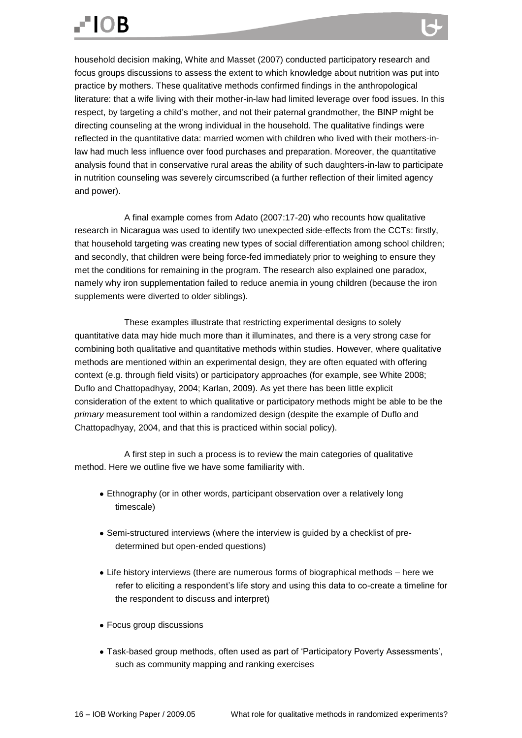household decision making, White and Masset (2007) conducted participatory research and focus groups discussions to assess the extent to which knowledge about nutrition was put into practice by mothers. These qualitative methods confirmed findings in the anthropological literature: that a wife living with their mother-in-law had limited leverage over food issues. In this respect, by targeting a child's mother, and not their paternal grandmother, the BINP might be directing counseling at the wrong individual in the household. The qualitative findings were reflected in the quantitative data: married women with children who lived with their mothers-in-law had much less influence over food purchases and preparation. Moreover, the quantitative analysis found that in conservative rural areas the ability of such daughters-in-law to participate in nutrition counseling was severely circumscribed (a further reflection of their limited agency and power).

A final example comes from Adato (2007:17-20) who recounts how qualitative research in Nicaragua was used to identify two unexpected side-effects from the CCTs: firstly, that household targeting was creating new types of social differentiation among school children; and secondly, that children were being force-fed immediately prior to weighing to ensure they met the conditions for remaining in the program. The research also explained one paradox, namely why iron supplementation failed to reduce anemia in young children (because the iron supplements were diverted to older siblings).

These examples illustrate that restricting experimental designs to solely quantitative data may hide much more than it illuminates, and there is a very strong case for combining both qualitative and quantitative methods within studies. However, where qualitative methods are mentioned within an experimental design, they are often equated with offering context (e.g. through field visits) or participatory approaches (for example, see White 2008; Duflo and Chattopadhyay, 2004; Karlan, 2009). As yet there has been little explicit consideration of the extent to which qualitative or participatory methods might be able to be the *primary* measurement tool within a randomized design (despite the example of Duflo and Chattopadhyay, 2004, and that this is practiced within social policy).

A first step in such a process is to review the main categories of qualitative method. Here we outline five we have some familiarity with.

- Ethnography (or in other words, participant observation over a relatively long timescale)
- Semi-structured interviews (where the interview is guided by a checklist of pre-determined but open-ended questions)
- Life history interviews (there are numerous forms of biographical methods – here we refer to eliciting a respondent's life story and using this data to co-create a timeline for the respondent to discuss and interpret)
- Focus group discussions
- Task-based group methods, often used as part of 'Participatory Poverty Assessments', such as community mapping and ranking exercises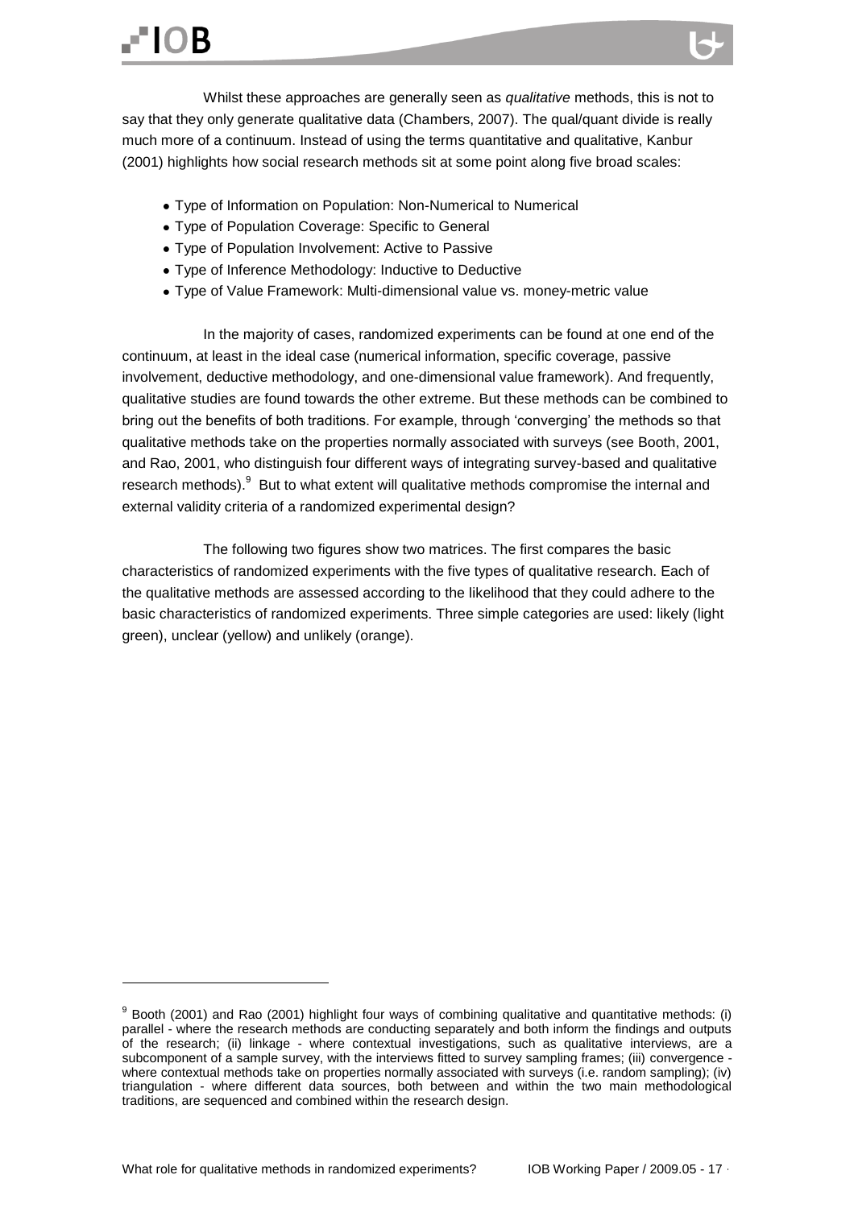Whilst these approaches are generally seen as *qualitative* methods, this is not to say that they only generate qualitative data (Chambers, 2007). The qual/quant divide is really much more of a continuum. Instead of using the terms quantitative and qualitative, Kanbur (2001) highlights how social research methods sit at some point along five broad scales:

- Type of Information on Population: Non-Numerical to Numerical
- Type of Population Coverage: Specific to General
- Type of Population Involvement: Active to Passive
- Type of Inference Methodology: Inductive to Deductive
- Type of Value Framework: Multi-dimensional value vs. money-metric value

In the majority of cases, randomized experiments can be found at one end of the continuum, at least in the ideal case (numerical information, specific coverage, passive involvement, deductive methodology, and one-dimensional value framework). And frequently, qualitative studies are found towards the other extreme. But these methods can be combined to bring out the benefits of both traditions. For example, through 'converging' the methods so that qualitative methods take on the properties normally associated with surveys (see Booth, 2001, and Rao, 2001, who distinguish four different ways of integrating survey-based and qualitative research methods).[9] But to what extent will qualitative methods compromise the internal and external validity criteria of a randomized experimental design?

The following two figures show two matrices. The first compares the basic characteristics of randomized experiments with the five types of qualitative research. Each of the qualitative methods are assessed according to the likelihood that they could adhere to the basic characteristics of randomized experiments. Three simple categories are used: likely (light green), unclear (yellow) and unlikely (orange).

[9] Booth (2001) and Rao (2001) highlight four ways of combining qualitative and quantitative methods: (i) parallel - where the research methods are conducting separately and both inform the findings and outputs of the research; (ii) linkage - where contextual investigations, such as qualitative interviews, are a subcomponent of a sample survey, with the interviews fitted to survey sampling frames; (iii) convergence - where contextual methods take on properties normally associated with surveys (i.e. random sampling); (iv) triangulation - where different data sources, both between and within the two main methodological traditions, are sequenced and combined within the research design.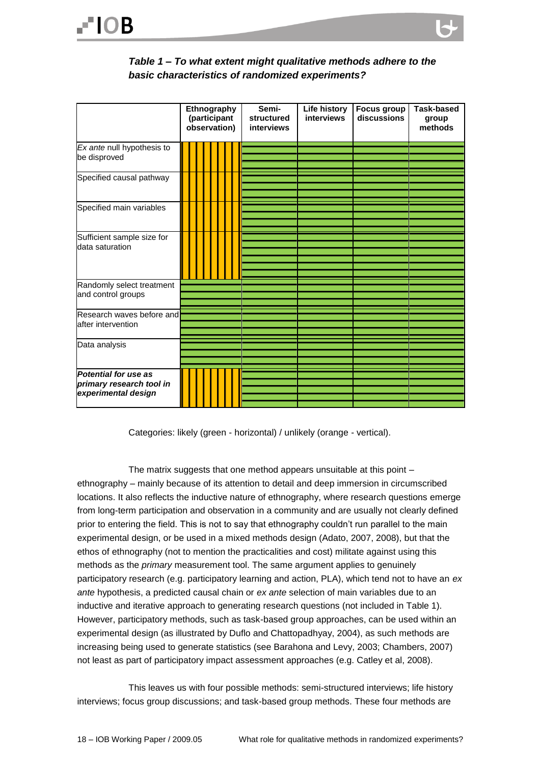***Table 1 – To what extent might qualitative methods adhere to the basic characteristics of randomized experiments?***

| | Ethnography (participant observation) | Semi-structured interviews | Life history interviews | Focus group discussions | Task-based group methods |
|---|---|---|---|---|---|
| *Ex ante* null hypothesis to be disproved | unlikely | likely | likely | likely | likely |
| Specified causal pathway | unlikely | likely | likely | likely | likely |
| Specified main variables | unlikely | likely | likely | likely | likely |
| Sufficient sample size for data saturation | unlikely | likely | likely | likely | likely |
| Randomly select treatment and control groups | likely | likely | likely | likely | likely |
| Research waves before and after intervention | likely | likely | likely | likely | likely |
| Data analysis | likely | likely | likely | likely | likely |
| ***Potential for use as primary research tool in experimental design*** | unlikely | likely | likely | likely | likely |

Categories: likely (green - horizontal) / unlikely (orange - vertical).

The matrix suggests that one method appears unsuitable at this point – ethnography – mainly because of its attention to detail and deep immersion in circumscribed locations. It also reflects the inductive nature of ethnography, where research questions emerge from long-term participation and observation in a community and are usually not clearly defined prior to entering the field. This is not to say that ethnography couldn't run parallel to the main experimental design, or be used in a mixed methods design (Adato, 2007, 2008), but that the ethos of ethnography (not to mention the practicalities and cost) militate against using this methods as the *primary* measurement tool. The same argument applies to genuinely participatory research (e.g. participatory learning and action, PLA), which tend not to have an *ex ante* hypothesis, a predicted causal chain or *ex ante* selection of main variables due to an inductive and iterative approach to generating research questions (not included in Table 1). However, participatory methods, such as task-based group approaches, can be used within an experimental design (as illustrated by Duflo and Chattopadhyay, 2004), as such methods are increasing being used to generate statistics (see Barahona and Levy, 2003; Chambers, 2007) not least as part of participatory impact assessment approaches (e.g. Catley et al, 2008).

This leaves us with four possible methods: semi-structured interviews; life history interviews; focus group discussions; and task-based group methods. These four methods are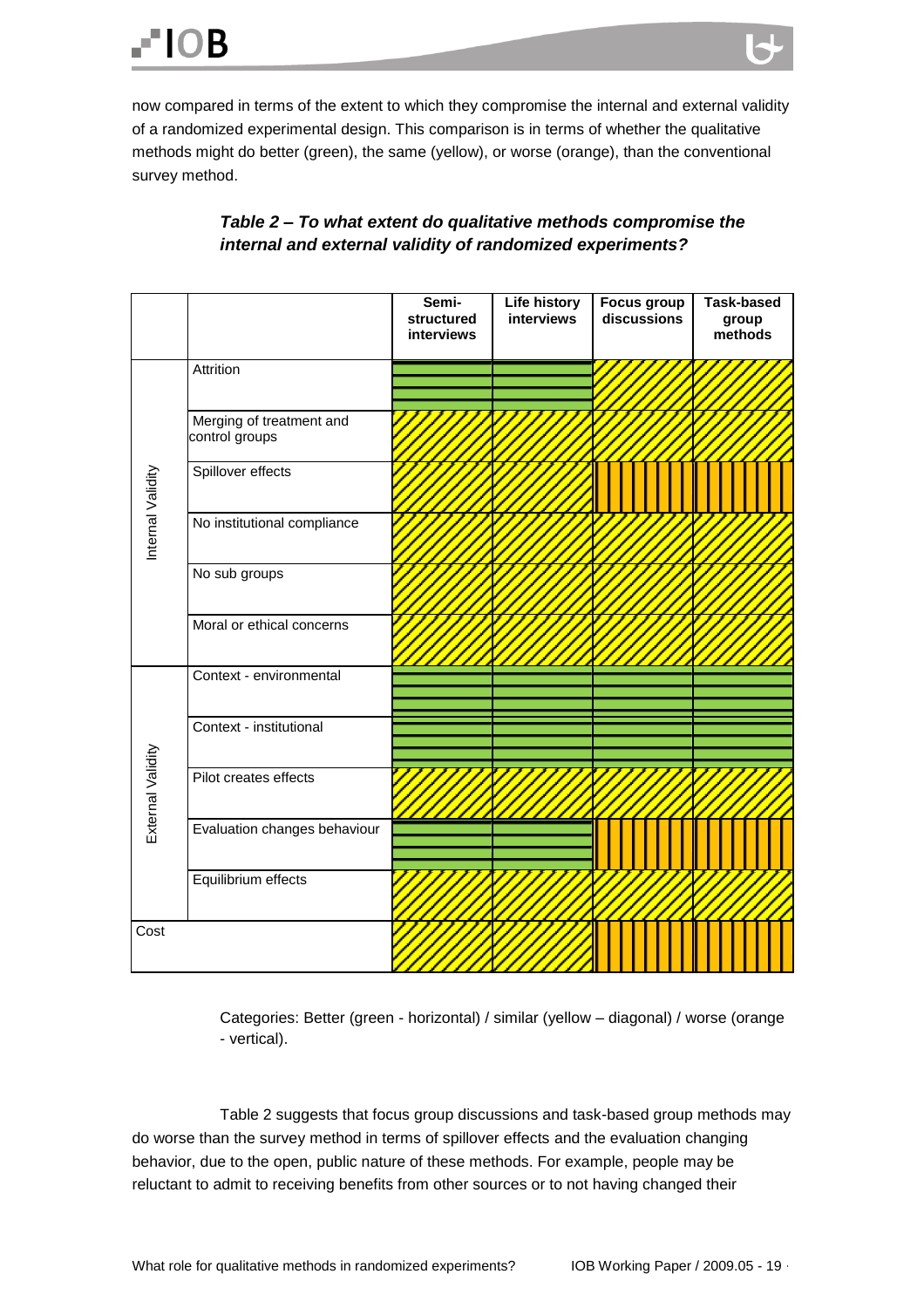now compared in terms of the extent to which they compromise the internal and external validity of a randomized experimental design. This comparison is in terms of whether the qualitative methods might do better (green), the same (yellow), or worse (orange), than the conventional survey method.

***Table 2 – To what extent do qualitative methods compromise the internal and external validity of randomized experiments?***

| | | Semi-structured interviews | Life history interviews | Focus group discussions | Task-based group methods |
|---|---|---|---|---|---|
| Internal Validity | Attrition | Better (green - horizontal) | Better (green - horizontal) | Similar (yellow – diagonal) | Similar (yellow – diagonal) |
| | Merging of treatment and control groups | Similar (yellow – diagonal) | Similar (yellow – diagonal) | Similar (yellow – diagonal) | Similar (yellow – diagonal) |
| | Spillover effects | Similar (yellow – diagonal) | Similar (yellow – diagonal) | Worse (orange - vertical) | Worse (orange - vertical) |
| | No institutional compliance | Similar (yellow – diagonal) | Similar (yellow – diagonal) | Similar (yellow – diagonal) | Similar (yellow – diagonal) |
| | No sub groups | Similar (yellow – diagonal) | Similar (yellow – diagonal) | Similar (yellow – diagonal) | Similar (yellow – diagonal) |
| | Moral or ethical concerns | Similar (yellow – diagonal) | Similar (yellow – diagonal) | Similar (yellow – diagonal) | Similar (yellow – diagonal) |
| External Validity | Context - environmental | Better (green - horizontal) | Better (green - horizontal) | Better (green - horizontal) | Better (green - horizontal) |
| | Context - institutional | Better (green - horizontal) | Better (green - horizontal) | Better (green - horizontal) | Better (green - horizontal) |
| | Pilot creates effects | Similar (yellow – diagonal) | Similar (yellow – diagonal) | Similar (yellow – diagonal) | Similar (yellow – diagonal) |
| | Evaluation changes behaviour | Better (green - horizontal) | Better (green - horizontal) | Worse (orange - vertical) | Worse (orange - vertical) |
| | Equilibrium effects | Similar (yellow – diagonal) | Similar (yellow – diagonal) | Similar (yellow – diagonal) | Similar (yellow – diagonal) |
| Cost | | Similar (yellow – diagonal) | Similar (yellow – diagonal) | Worse (orange - vertical) | Worse (orange - vertical) |

Categories: Better (green - horizontal) / similar (yellow – diagonal) / worse (orange - vertical).

Table 2 suggests that focus group discussions and task-based group methods may do worse than the survey method in terms of spillover effects and the evaluation changing behavior, due to the open, public nature of these methods. For example, people may be reluctant to admit to receiving benefits from other sources or to not having changed their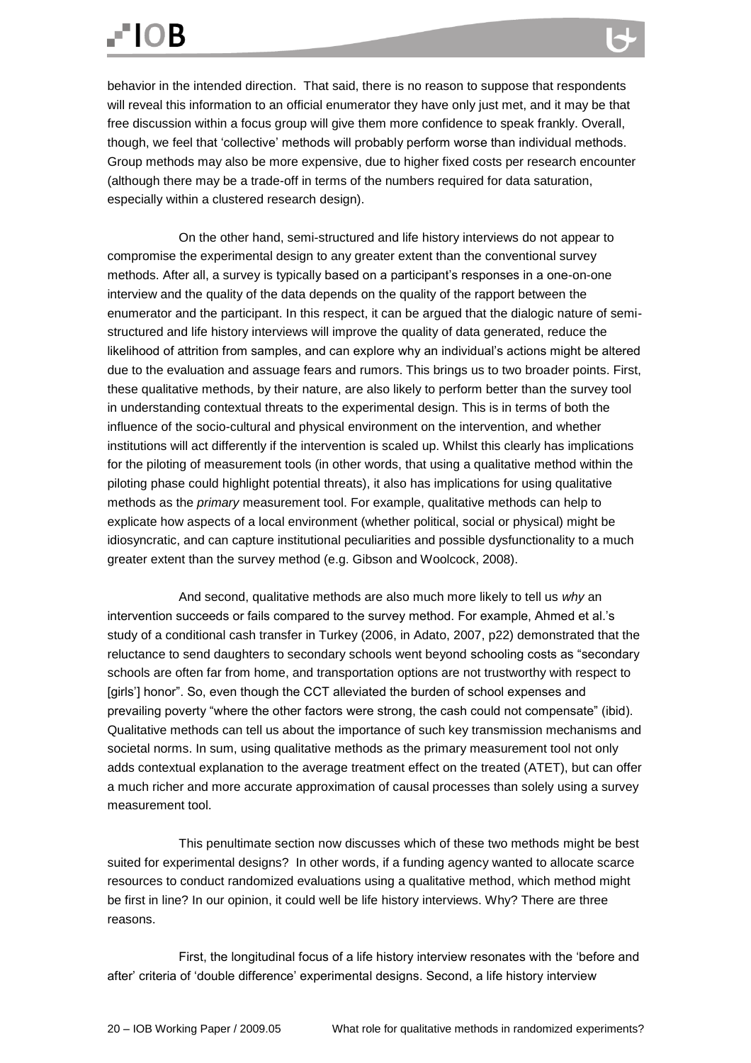behavior in the intended direction. That said, there is no reason to suppose that respondents will reveal this information to an official enumerator they have only just met, and it may be that free discussion within a focus group will give them more confidence to speak frankly. Overall, though, we feel that 'collective' methods will probably perform worse than individual methods. Group methods may also be more expensive, due to higher fixed costs per research encounter (although there may be a trade-off in terms of the numbers required for data saturation, especially within a clustered research design).

On the other hand, semi-structured and life history interviews do not appear to compromise the experimental design to any greater extent than the conventional survey methods. After all, a survey is typically based on a participant's responses in a one-on-one interview and the quality of the data depends on the quality of the rapport between the enumerator and the participant. In this respect, it can be argued that the dialogic nature of semi-structured and life history interviews will improve the quality of data generated, reduce the likelihood of attrition from samples, and can explore why an individual's actions might be altered due to the evaluation and assuage fears and rumors. This brings us to two broader points. First, these qualitative methods, by their nature, are also likely to perform better than the survey tool in understanding contextual threats to the experimental design. This is in terms of both the influence of the socio-cultural and physical environment on the intervention, and whether institutions will act differently if the intervention is scaled up. Whilst this clearly has implications for the piloting of measurement tools (in other words, that using a qualitative method within the piloting phase could highlight potential threats), it also has implications for using qualitative methods as the *primary* measurement tool. For example, qualitative methods can help to explicate how aspects of a local environment (whether political, social or physical) might be idiosyncratic, and can capture institutional peculiarities and possible dysfunctionality to a much greater extent than the survey method (e.g. Gibson and Woolcock, 2008).

And second, qualitative methods are also much more likely to tell us *why* an intervention succeeds or fails compared to the survey method. For example, Ahmed et al.'s study of a conditional cash transfer in Turkey (2006, in Adato, 2007, p22) demonstrated that the reluctance to send daughters to secondary schools went beyond schooling costs as "secondary schools are often far from home, and transportation options are not trustworthy with respect to [girls'] honor". So, even though the CCT alleviated the burden of school expenses and prevailing poverty "where the other factors were strong, the cash could not compensate" (ibid). Qualitative methods can tell us about the importance of such key transmission mechanisms and societal norms. In sum, using qualitative methods as the primary measurement tool not only adds contextual explanation to the average treatment effect on the treated (ATET), but can offer a much richer and more accurate approximation of causal processes than solely using a survey measurement tool.

This penultimate section now discusses which of these two methods might be best suited for experimental designs? In other words, if a funding agency wanted to allocate scarce resources to conduct randomized evaluations using a qualitative method, which method might be first in line? In our opinion, it could well be life history interviews. Why? There are three reasons.

First, the longitudinal focus of a life history interview resonates with the 'before and after' criteria of 'double difference' experimental designs. Second, a life history interview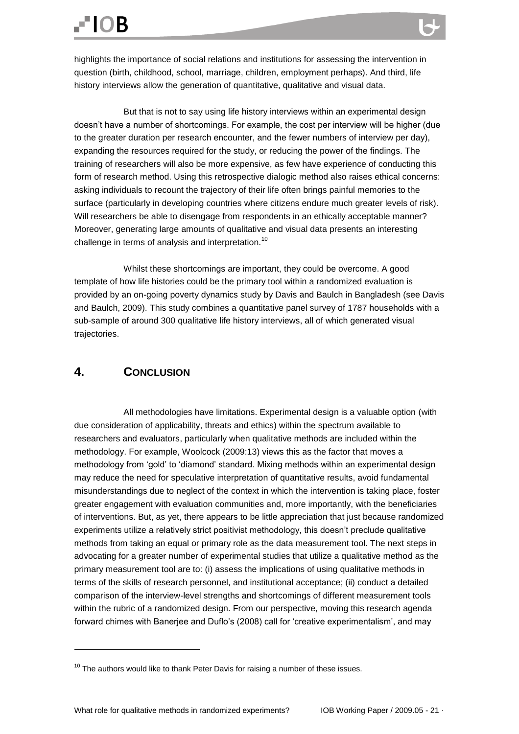highlights the importance of social relations and institutions for assessing the intervention in question (birth, childhood, school, marriage, children, employment perhaps). And third, life history interviews allow the generation of quantitative, qualitative and visual data.

But that is not to say using life history interviews within an experimental design doesn't have a number of shortcomings. For example, the cost per interview will be higher (due to the greater duration per research encounter, and the fewer numbers of interview per day), expanding the resources required for the study, or reducing the power of the findings. The training of researchers will also be more expensive, as few have experience of conducting this form of research method. Using this retrospective dialogic method also raises ethical concerns: asking individuals to recount the trajectory of their life often brings painful memories to the surface (particularly in developing countries where citizens endure much greater levels of risk). Will researchers be able to disengage from respondents in an ethically acceptable manner? Moreover, generating large amounts of qualitative and visual data presents an interesting challenge in terms of analysis and interpretation.[10]

Whilst these shortcomings are important, they could be overcome. A good template of how life histories could be the primary tool within a randomized evaluation is provided by an on-going poverty dynamics study by Davis and Baulch in Bangladesh (see Davis and Baulch, 2009). This study combines a quantitative panel survey of 1787 households with a sub-sample of around 300 qualitative life history interviews, all of which generated visual trajectories.

## 4. Conclusion

All methodologies have limitations. Experimental design is a valuable option (with due consideration of applicability, threats and ethics) within the spectrum available to researchers and evaluators, particularly when qualitative methods are included within the methodology. For example, Woolcock (2009:13) views this as the factor that moves a methodology from 'gold' to 'diamond' standard. Mixing methods within an experimental design may reduce the need for speculative interpretation of quantitative results, avoid fundamental misunderstandings due to neglect of the context in which the intervention is taking place, foster greater engagement with evaluation communities and, more importantly, with the beneficiaries of interventions. But, as yet, there appears to be little appreciation that just because randomized experiments utilize a relatively strict positivist methodology, this doesn't preclude qualitative methods from taking an equal or primary role as the data measurement tool. The next steps in advocating for a greater number of experimental studies that utilize a qualitative method as the primary measurement tool are to: (i) assess the implications of using qualitative methods in terms of the skills of research personnel, and institutional acceptance; (ii) conduct a detailed comparison of the interview-level strengths and shortcomings of different measurement tools within the rubric of a randomized design. From our perspective, moving this research agenda forward chimes with Banerjee and Duflo's (2008) call for 'creative experimentalism', and may

---

[10] The authors would like to thank Peter Davis for raising a number of these issues.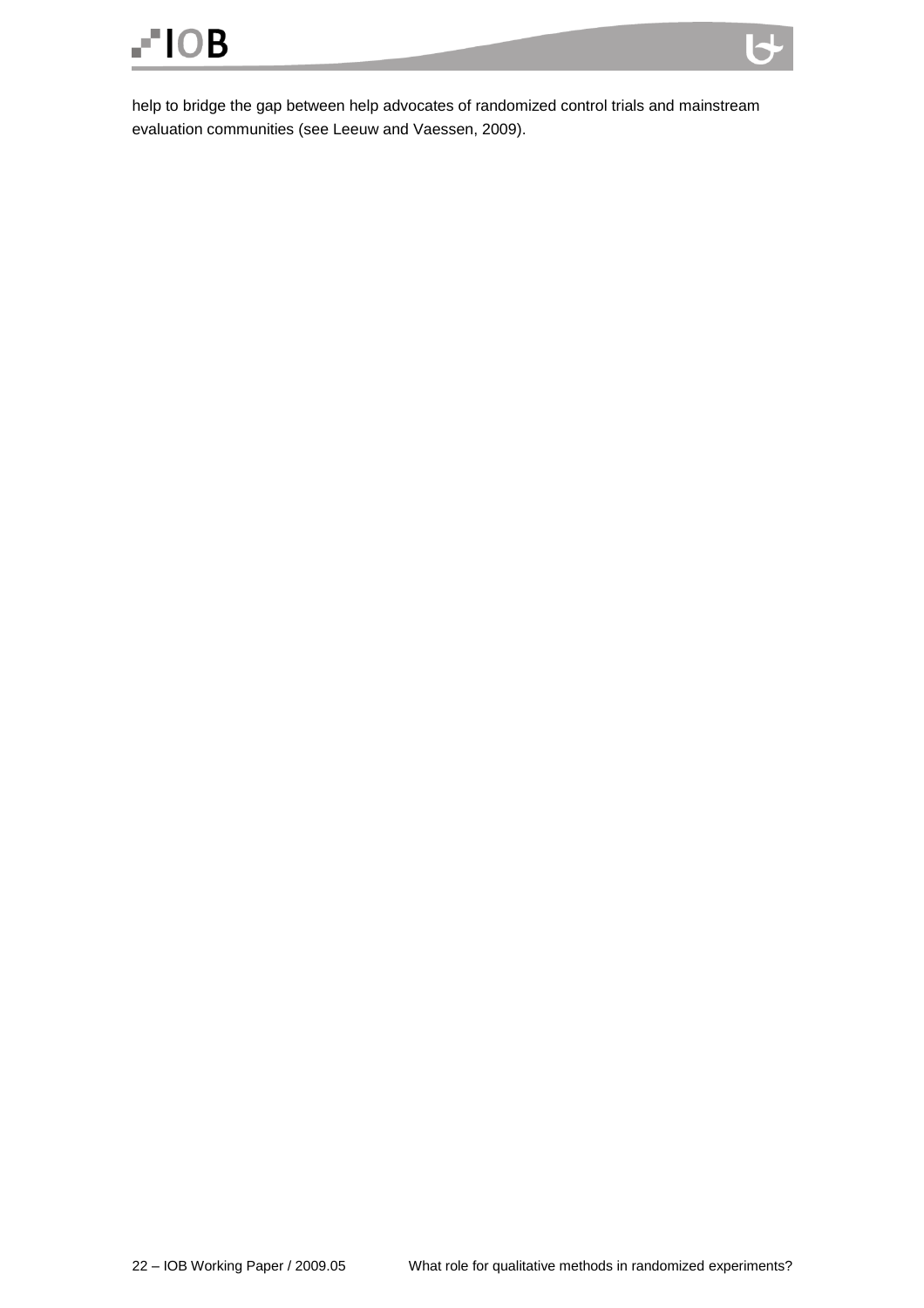help to bridge the gap between help advocates of randomized control trials and mainstream evaluation communities (see Leeuw and Vaessen, 2009).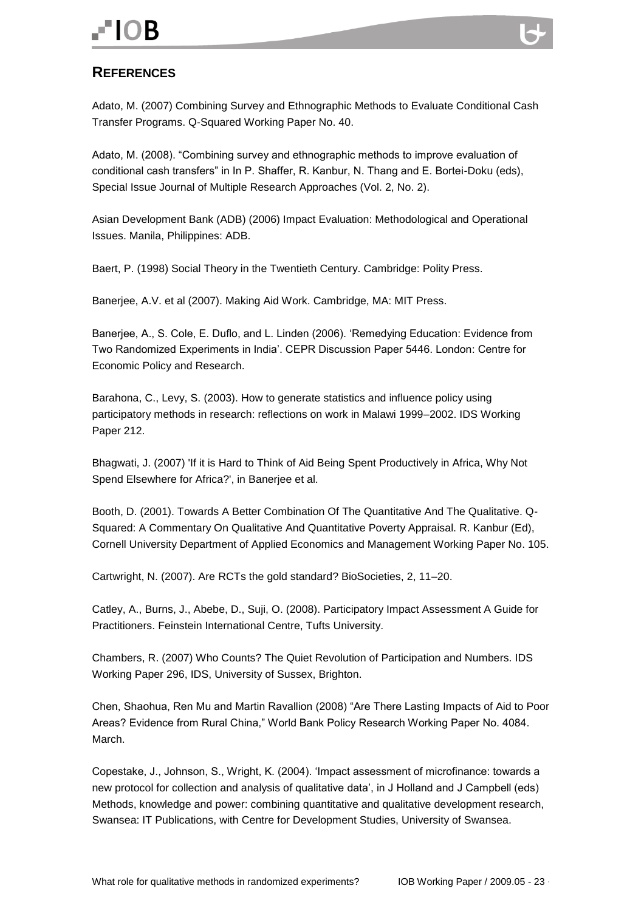## REFERENCES

Adato, M. (2007) Combining Survey and Ethnographic Methods to Evaluate Conditional Cash Transfer Programs. Q-Squared Working Paper No. 40.

Adato, M. (2008). "Combining survey and ethnographic methods to improve evaluation of conditional cash transfers" in In P. Shaffer, R. Kanbur, N. Thang and E. Bortei-Doku (eds), Special Issue Journal of Multiple Research Approaches (Vol. 2, No. 2).

Asian Development Bank (ADB) (2006) Impact Evaluation: Methodological and Operational Issues. Manila, Philippines: ADB.

Baert, P. (1998) Social Theory in the Twentieth Century. Cambridge: Polity Press.

Banerjee, A.V. et al (2007). Making Aid Work. Cambridge, MA: MIT Press.

Banerjee, A., S. Cole, E. Duflo, and L. Linden (2006). 'Remedying Education: Evidence from Two Randomized Experiments in India'. CEPR Discussion Paper 5446. London: Centre for Economic Policy and Research.

Barahona, C., Levy, S. (2003). How to generate statistics and influence policy using participatory methods in research: reflections on work in Malawi 1999–2002. IDS Working Paper 212.

Bhagwati, J. (2007) 'If it is Hard to Think of Aid Being Spent Productively in Africa, Why Not Spend Elsewhere for Africa?', in Banerjee et al.

Booth, D. (2001). Towards A Better Combination Of The Quantitative And The Qualitative. Q-Squared: A Commentary On Qualitative And Quantitative Poverty Appraisal. R. Kanbur (Ed), Cornell University Department of Applied Economics and Management Working Paper No. 105.

Cartwright, N. (2007). Are RCTs the gold standard? BioSocieties, 2, 11–20.

Catley, A., Burns, J., Abebe, D., Suji, O. (2008). Participatory Impact Assessment A Guide for Practitioners. Feinstein International Centre, Tufts University.

Chambers, R. (2007) Who Counts? The Quiet Revolution of Participation and Numbers. IDS Working Paper 296, IDS, University of Sussex, Brighton.

Chen, Shaohua, Ren Mu and Martin Ravallion (2008) "Are There Lasting Impacts of Aid to Poor Areas? Evidence from Rural China," World Bank Policy Research Working Paper No. 4084. March.

Copestake, J., Johnson, S., Wright, K. (2004). 'Impact assessment of microfinance: towards a new protocol for collection and analysis of qualitative data', in J Holland and J Campbell (eds) Methods, knowledge and power: combining quantitative and qualitative development research, Swansea: IT Publications, with Centre for Development Studies, University of Swansea.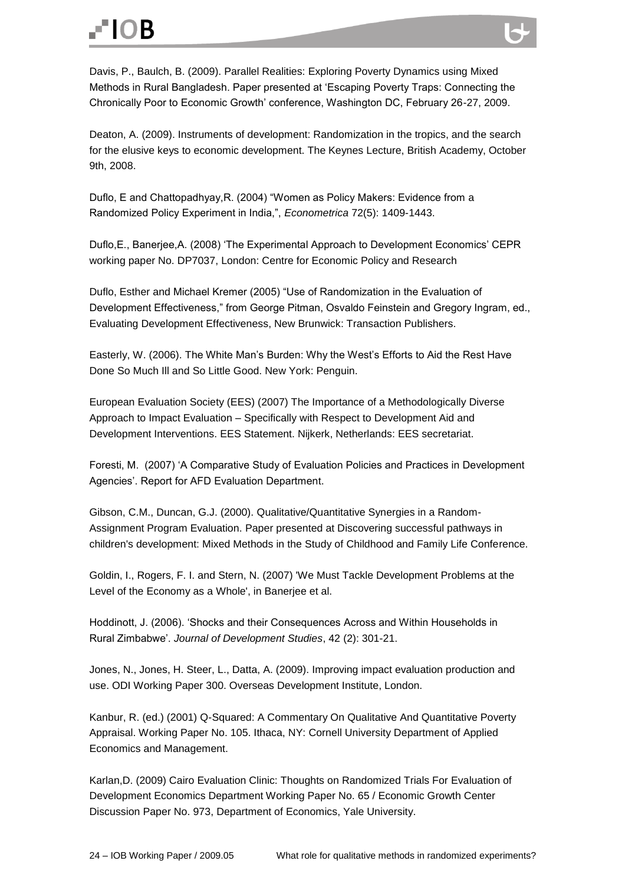Davis, P., Baulch, B. (2009). Parallel Realities: Exploring Poverty Dynamics using Mixed Methods in Rural Bangladesh. Paper presented at 'Escaping Poverty Traps: Connecting the Chronically Poor to Economic Growth' conference, Washington DC, February 26-27, 2009.

Deaton, A. (2009). Instruments of development: Randomization in the tropics, and the search for the elusive keys to economic development. The Keynes Lecture, British Academy, October 9th, 2008.

Duflo, E and Chattopadhyay,R. (2004) "Women as Policy Makers: Evidence from a Randomized Policy Experiment in India,", *Econometrica* 72(5): 1409-1443.

Duflo,E., Banerjee,A. (2008) 'The Experimental Approach to Development Economics' CEPR working paper No. DP7037, London: Centre for Economic Policy and Research

Duflo, Esther and Michael Kremer (2005) "Use of Randomization in the Evaluation of Development Effectiveness," from George Pitman, Osvaldo Feinstein and Gregory Ingram, ed., Evaluating Development Effectiveness, New Brunwick: Transaction Publishers.

Easterly, W. (2006). The White Man's Burden: Why the West's Efforts to Aid the Rest Have Done So Much Ill and So Little Good. New York: Penguin.

European Evaluation Society (EES) (2007) The Importance of a Methodologically Diverse Approach to Impact Evaluation – Specifically with Respect to Development Aid and Development Interventions. EES Statement. Nijkerk, Netherlands: EES secretariat.

Foresti, M. (2007) 'A Comparative Study of Evaluation Policies and Practices in Development Agencies'. Report for AFD Evaluation Department.

Gibson, C.M., Duncan, G.J. (2000). Qualitative/Quantitative Synergies in a Random-Assignment Program Evaluation. Paper presented at Discovering successful pathways in children's development: Mixed Methods in the Study of Childhood and Family Life Conference.

Goldin, I., Rogers, F. I. and Stern, N. (2007) 'We Must Tackle Development Problems at the Level of the Economy as a Whole', in Banerjee et al.

Hoddinott, J. (2006). 'Shocks and their Consequences Across and Within Households in Rural Zimbabwe'. *Journal of Development Studies*, 42 (2): 301-21.

Jones, N., Jones, H. Steer, L., Datta, A. (2009). Improving impact evaluation production and use. ODI Working Paper 300. Overseas Development Institute, London.

Kanbur, R. (ed.) (2001) Q-Squared: A Commentary On Qualitative And Quantitative Poverty Appraisal. Working Paper No. 105. Ithaca, NY: Cornell University Department of Applied Economics and Management.

Karlan,D. (2009) Cairo Evaluation Clinic: Thoughts on Randomized Trials For Evaluation of Development Economics Department Working Paper No. 65 / Economic Growth Center Discussion Paper No. 973, Department of Economics, Yale University.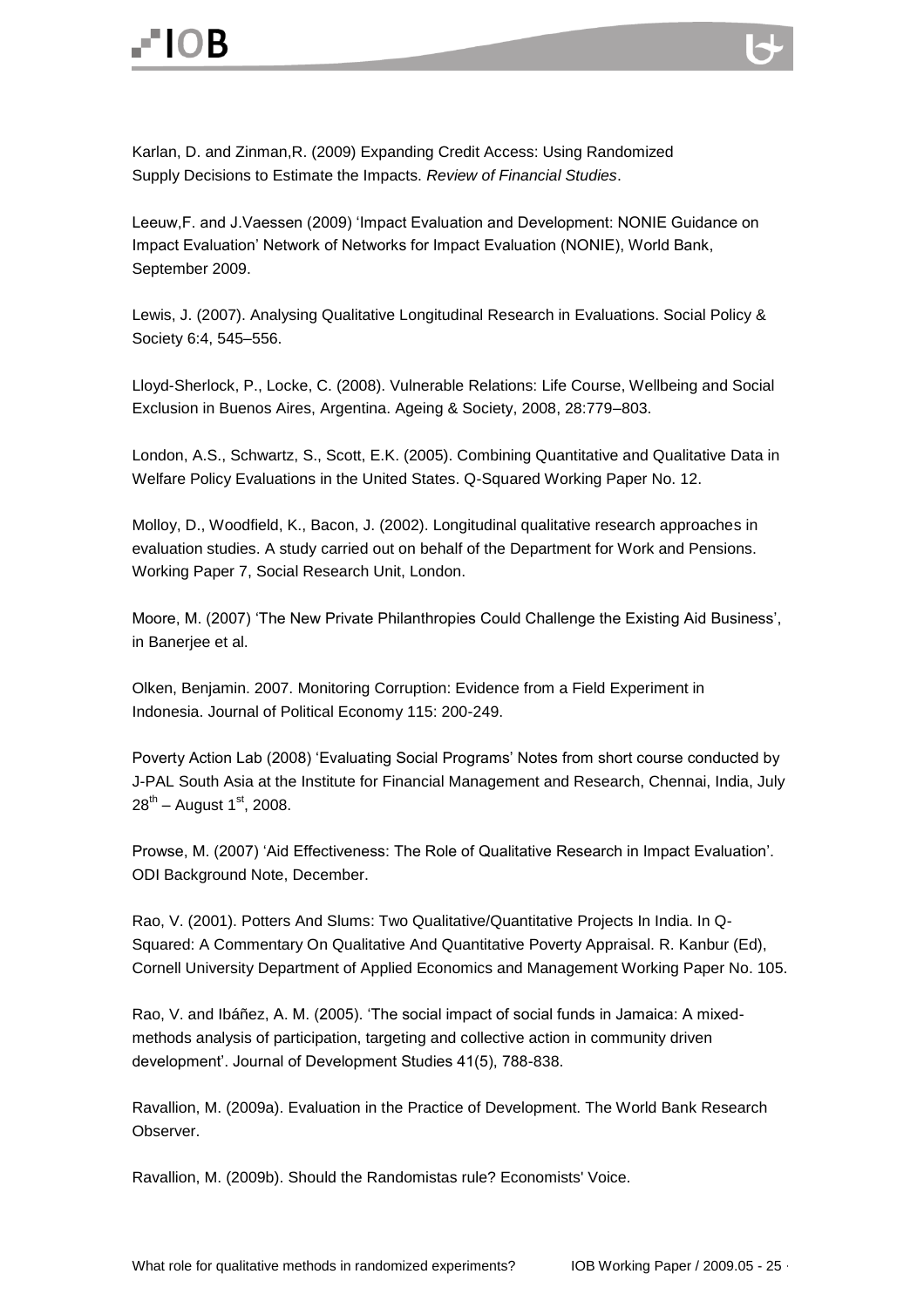Karlan, D. and Zinman,R. (2009) Expanding Credit Access: Using Randomized Supply Decisions to Estimate the Impacts. *Review of Financial Studies*.

Leeuw,F. and J.Vaessen (2009) 'Impact Evaluation and Development: NONIE Guidance on Impact Evaluation' Network of Networks for Impact Evaluation (NONIE), World Bank, September 2009.

Lewis, J. (2007). Analysing Qualitative Longitudinal Research in Evaluations. Social Policy & Society 6:4, 545–556.

Lloyd-Sherlock, P., Locke, C. (2008). Vulnerable Relations: Life Course, Wellbeing and Social Exclusion in Buenos Aires, Argentina. Ageing & Society, 2008, 28:779–803.

London, A.S., Schwartz, S., Scott, E.K. (2005). Combining Quantitative and Qualitative Data in Welfare Policy Evaluations in the United States. Q-Squared Working Paper No. 12.

Molloy, D., Woodfield, K., Bacon, J. (2002). Longitudinal qualitative research approaches in evaluation studies. A study carried out on behalf of the Department for Work and Pensions. Working Paper 7, Social Research Unit, London.

Moore, M. (2007) 'The New Private Philanthropies Could Challenge the Existing Aid Business', in Banerjee et al.

Olken, Benjamin. 2007. Monitoring Corruption: Evidence from a Field Experiment in Indonesia. Journal of Political Economy 115: 200-249.

Poverty Action Lab (2008) 'Evaluating Social Programs' Notes from short course conducted by J-PAL South Asia at the Institute for Financial Management and Research, Chennai, India, July 28th – August 1st, 2008.

Prowse, M. (2007) 'Aid Effectiveness: The Role of Qualitative Research in Impact Evaluation'. ODI Background Note, December.

Rao, V. (2001). Potters And Slums: Two Qualitative/Quantitative Projects In India. In Q-Squared: A Commentary On Qualitative And Quantitative Poverty Appraisal. R. Kanbur (Ed), Cornell University Department of Applied Economics and Management Working Paper No. 105.

Rao, V. and Ibáñez, A. M. (2005). 'The social impact of social funds in Jamaica: A mixed-methods analysis of participation, targeting and collective action in community driven development'. Journal of Development Studies 41(5), 788-838.

Ravallion, M. (2009a). Evaluation in the Practice of Development. The World Bank Research Observer.

Ravallion, M. (2009b). Should the Randomistas rule? Economists' Voice.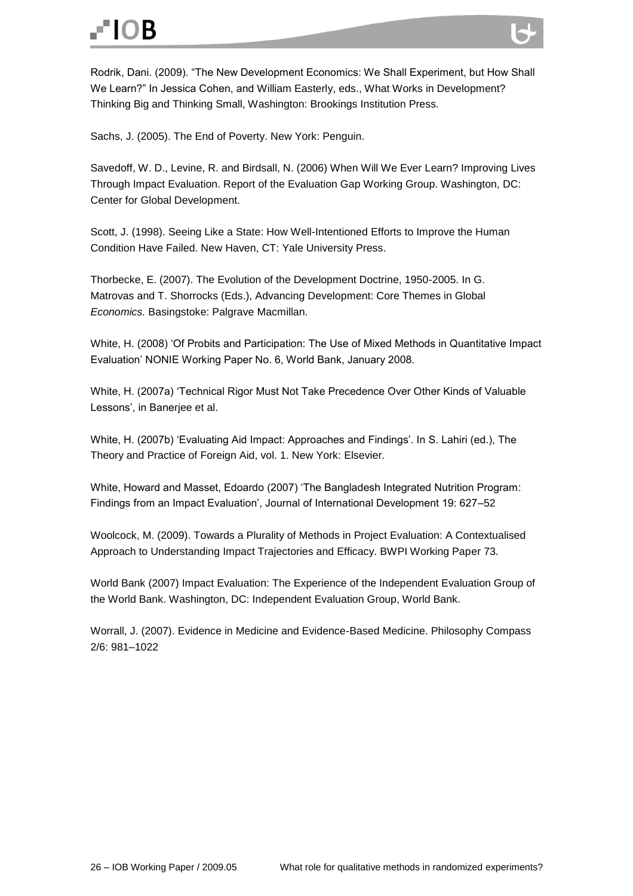Rodrik, Dani. (2009). "The New Development Economics: We Shall Experiment, but How Shall We Learn?" In Jessica Cohen, and William Easterly, eds., What Works in Development? Thinking Big and Thinking Small, Washington: Brookings Institution Press.

Sachs, J. (2005). The End of Poverty. New York: Penguin.

Savedoff, W. D., Levine, R. and Birdsall, N. (2006) When Will We Ever Learn? Improving Lives Through Impact Evaluation. Report of the Evaluation Gap Working Group. Washington, DC: Center for Global Development.

Scott, J. (1998). Seeing Like a State: How Well-Intentioned Efforts to Improve the Human Condition Have Failed. New Haven, CT: Yale University Press.

Thorbecke, E. (2007). The Evolution of the Development Doctrine, 1950-2005. In G. Matrovas and T. Shorrocks (Eds.), Advancing Development: Core Themes in Global *Economics.* Basingstoke: Palgrave Macmillan.

White, H. (2008) 'Of Probits and Participation: The Use of Mixed Methods in Quantitative Impact Evaluation' NONIE Working Paper No. 6, World Bank, January 2008.

White, H. (2007a) 'Technical Rigor Must Not Take Precedence Over Other Kinds of Valuable Lessons', in Banerjee et al.

White, H. (2007b) 'Evaluating Aid Impact: Approaches and Findings'. In S. Lahiri (ed.), The Theory and Practice of Foreign Aid, vol. 1. New York: Elsevier.

White, Howard and Masset, Edoardo (2007) 'The Bangladesh Integrated Nutrition Program: Findings from an Impact Evaluation', Journal of International Development 19: 627–52

Woolcock, M. (2009). Towards a Plurality of Methods in Project Evaluation: A Contextualised Approach to Understanding Impact Trajectories and Efficacy. BWPI Working Paper 73.

World Bank (2007) Impact Evaluation: The Experience of the Independent Evaluation Group of the World Bank. Washington, DC: Independent Evaluation Group, World Bank.

Worrall, J. (2007). Evidence in Medicine and Evidence-Based Medicine. Philosophy Compass 2/6: 981–1022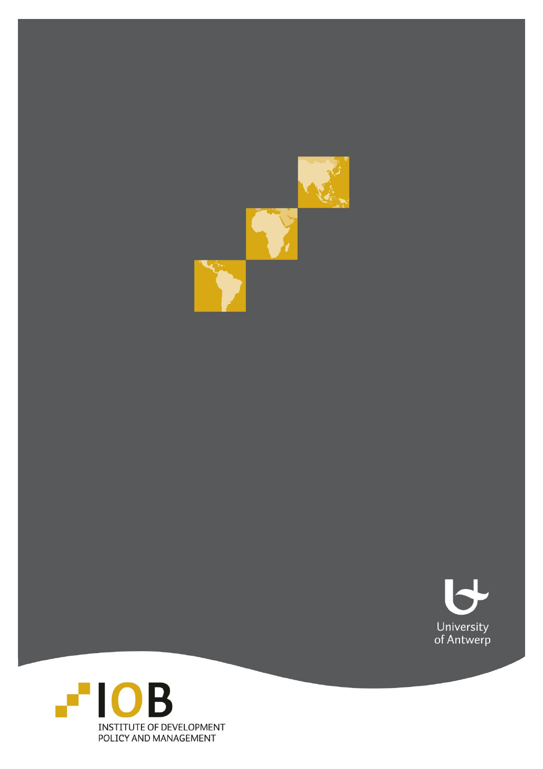University
of Antwerp

IOB

INSTITUTE OF DEVELOPMENT
POLICY AND MANAGEMENT